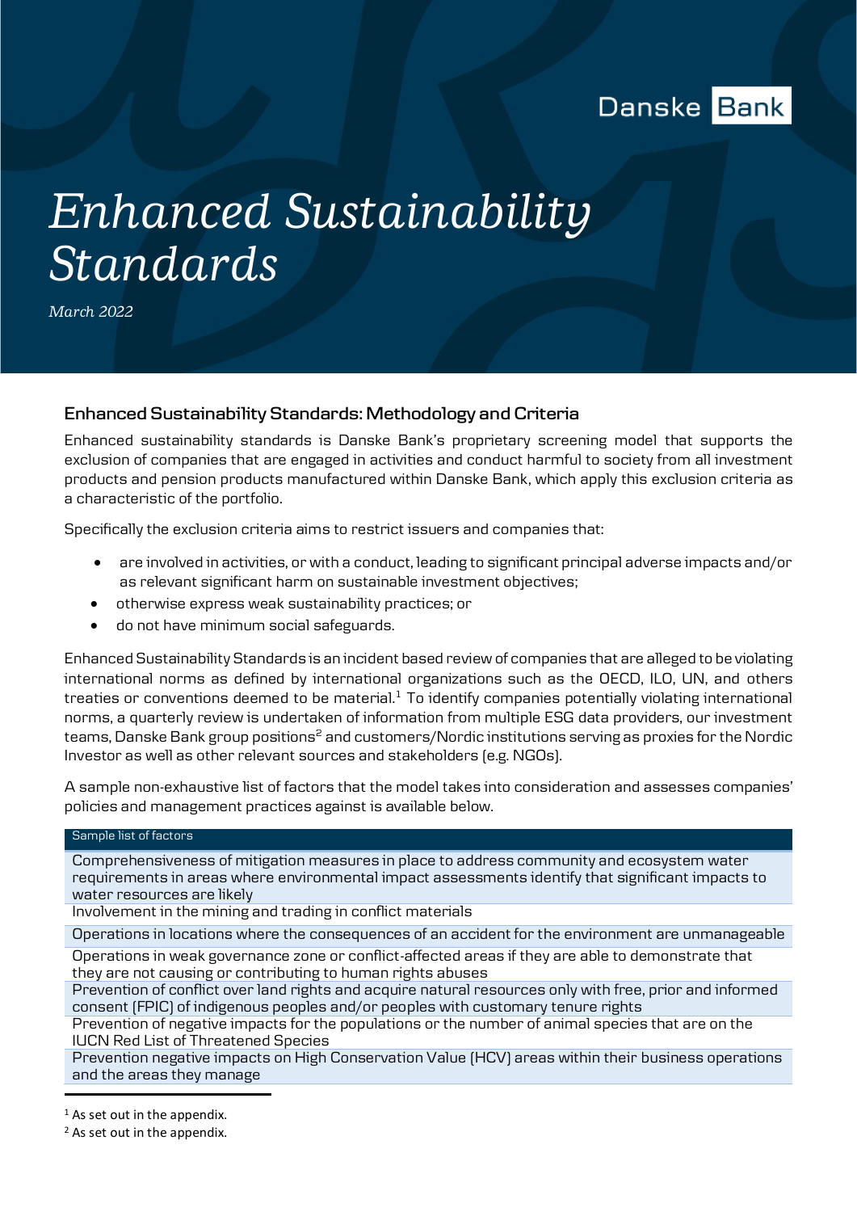Danske Bank

# Enhanced Sustainability Standards

*March 2022*

## Enhanced Sustainability Standards: Methodology and Criteria

Enhanced sustainability standards is Danske Bank's proprietary screening model that supports the exclusion of companies that are engaged in activities and conduct harmful to society from all investment products and pension products manufactured within Danske Bank, which apply this exclusion criteria as a characteristic of the portfolio.

Specifically the exclusion criteria aims to restrict issuers and companies that:

- are involved in activities, or with a conduct, leading to significant principal adverse impacts and/or as relevant significant harm on sustainable investment objectives;
- otherwise express weak sustainability practices; or
- do not have minimum social safeguards.

Enhanced Sustainability Standards is an incident based review of companies that are alleged to be violating international norms as defined by international organizations such as the OECD, ILO, UN, and others treaties or conventions deemed to be material.[1] To identify companies potentially violating international norms, a quarterly review is undertaken of information from multiple ESG data providers, our investment teams, Danske Bank group positions[2] and customers/Nordic institutions serving as proxies for the Nordic Investor as well as other relevant sources and stakeholders (e.g. NGOs).

A sample non-exhaustive list of factors that the model takes into consideration and assesses companies' policies and management practices against is available below.

| Sample list of factors |
| --- |
| Comprehensiveness of mitigation measures in place to address community and ecosystem water requirements in areas where environmental impact assessments identify that significant impacts to water resources are likely |
| Involvement in the mining and trading in conflict materials |
| Operations in locations where the consequences of an accident for the environment are unmanageable |
| Operations in weak governance zone or conflict-affected areas if they are able to demonstrate that they are not causing or contributing to human rights abuses |
| Prevention of conflict over land rights and acquire natural resources only with free, prior and informed consent (FPIC) of indigenous peoples and/or peoples with customary tenure rights |
| Prevention of negative impacts for the populations or the number of animal species that are on the IUCN Red List of Threatened Species |
| Prevention negative impacts on High Conservation Value (HCV) areas within their business operations and the areas they manage |

[1] As set out in the appendix.

[2] As set out in the appendix.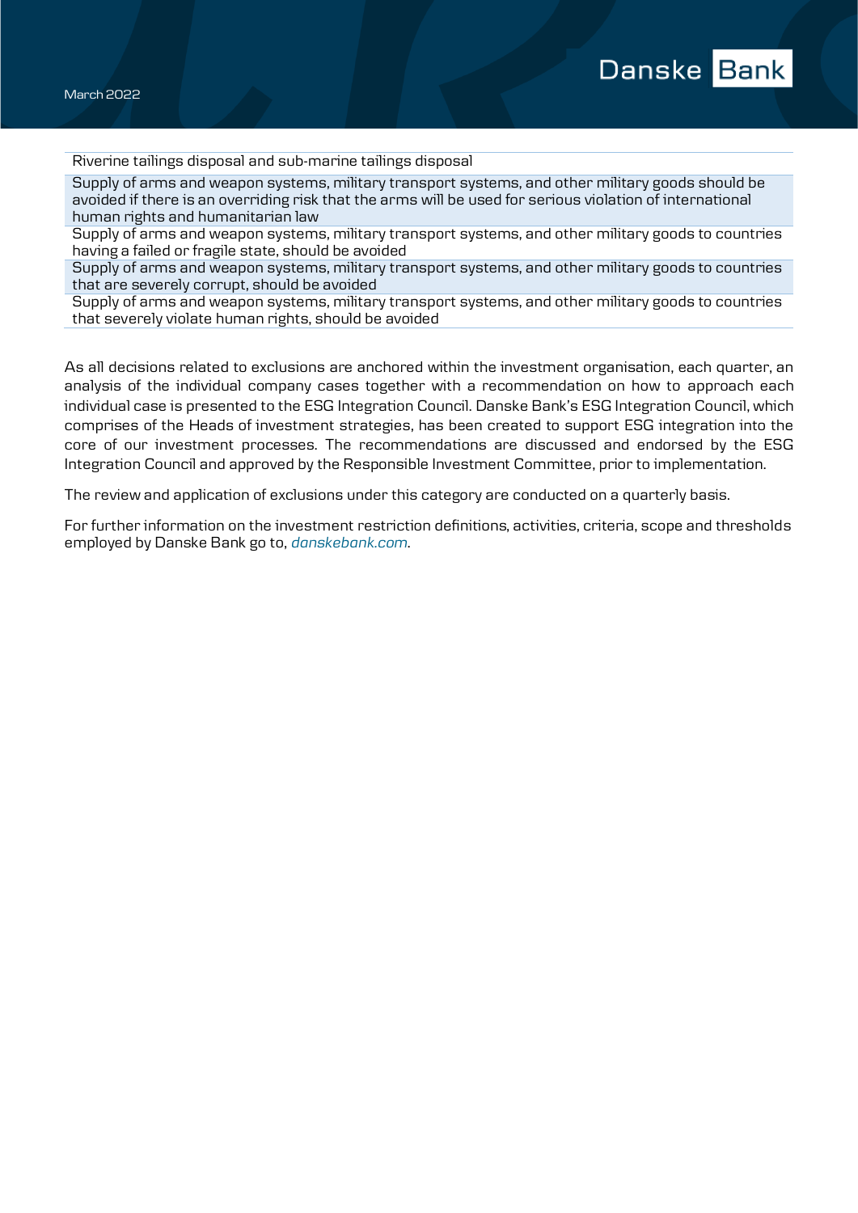| Riverine tailings disposal and sub-marine tailings disposal |
| --- |
| Supply of arms and weapon systems, military transport systems, and other military goods should be avoided if there is an overriding risk that the arms will be used for serious violation of international human rights and humanitarian law |
| Supply of arms and weapon systems, military transport systems, and other military goods to countries having a failed or fragile state, should be avoided |
| Supply of arms and weapon systems, military transport systems, and other military goods to countries that are severely corrupt, should be avoided |
| Supply of arms and weapon systems, military transport systems, and other military goods to countries that severely violate human rights, should be avoided |

As all decisions related to exclusions are anchored within the investment organisation, each quarter, an analysis of the individual company cases together with a recommendation on how to approach each individual case is presented to the ESG Integration Council. Danske Bank's ESG Integration Council, which comprises of the Heads of investment strategies, has been created to support ESG integration into the core of our investment processes. The recommendations are discussed and endorsed by the ESG Integration Council and approved by the Responsible Investment Committee, prior to implementation.

The review and application of exclusions under this category are conducted on a quarterly basis.

For further information on the investment restriction definitions, activities, criteria, scope and thresholds employed by Danske Bank go to, *danskebank.com*.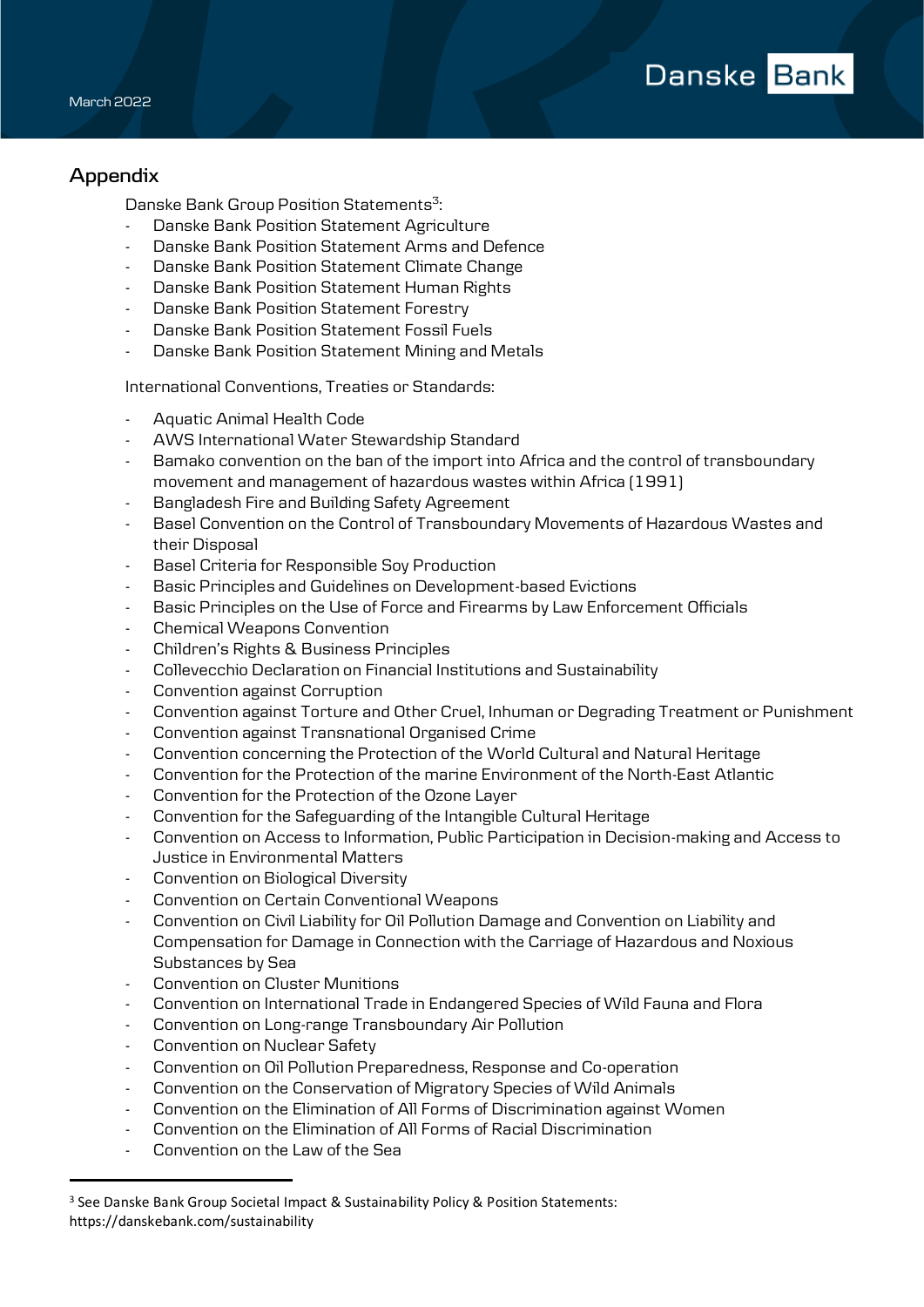## Appendix

Danske Bank Group Position Statements[3]:

- Danske Bank Position Statement Agriculture
- Danske Bank Position Statement Arms and Defence
- Danske Bank Position Statement Climate Change
- Danske Bank Position Statement Human Rights
- Danske Bank Position Statement Forestry
- Danske Bank Position Statement Fossil Fuels
- Danske Bank Position Statement Mining and Metals

International Conventions, Treaties or Standards:

- Aquatic Animal Health Code
- AWS International Water Stewardship Standard
- Bamako convention on the ban of the import into Africa and the control of transboundary movement and management of hazardous wastes within Africa (1991)
- Bangladesh Fire and Building Safety Agreement
- Basel Convention on the Control of Transboundary Movements of Hazardous Wastes and their Disposal
- Basel Criteria for Responsible Soy Production
- Basic Principles and Guidelines on Development-based Evictions
- Basic Principles on the Use of Force and Firearms by Law Enforcement Officials
- Chemical Weapons Convention
- Children's Rights & Business Principles
- Collevecchio Declaration on Financial Institutions and Sustainability
- Convention against Corruption
- Convention against Torture and Other Cruel, Inhuman or Degrading Treatment or Punishment
- Convention against Transnational Organised Crime
- Convention concerning the Protection of the World Cultural and Natural Heritage
- Convention for the Protection of the marine Environment of the North-East Atlantic
- Convention for the Protection of the Ozone Layer
- Convention for the Safeguarding of the Intangible Cultural Heritage
- Convention on Access to Information, Public Participation in Decision-making and Access to Justice in Environmental Matters
- Convention on Biological Diversity
- Convention on Certain Conventional Weapons
- Convention on Civil Liability for Oil Pollution Damage and Convention on Liability and Compensation for Damage in Connection with the Carriage of Hazardous and Noxious Substances by Sea
- Convention on Cluster Munitions
- Convention on International Trade in Endangered Species of Wild Fauna and Flora
- Convention on Long-range Transboundary Air Pollution
- Convention on Nuclear Safety
- Convention on Oil Pollution Preparedness, Response and Co-operation
- Convention on the Conservation of Migratory Species of Wild Animals
- Convention on the Elimination of All Forms of Discrimination against Women
- Convention on the Elimination of All Forms of Racial Discrimination
- Convention on the Law of the Sea

[3] See Danske Bank Group Societal Impact & Sustainability Policy & Position Statements: https://danskebank.com/sustainability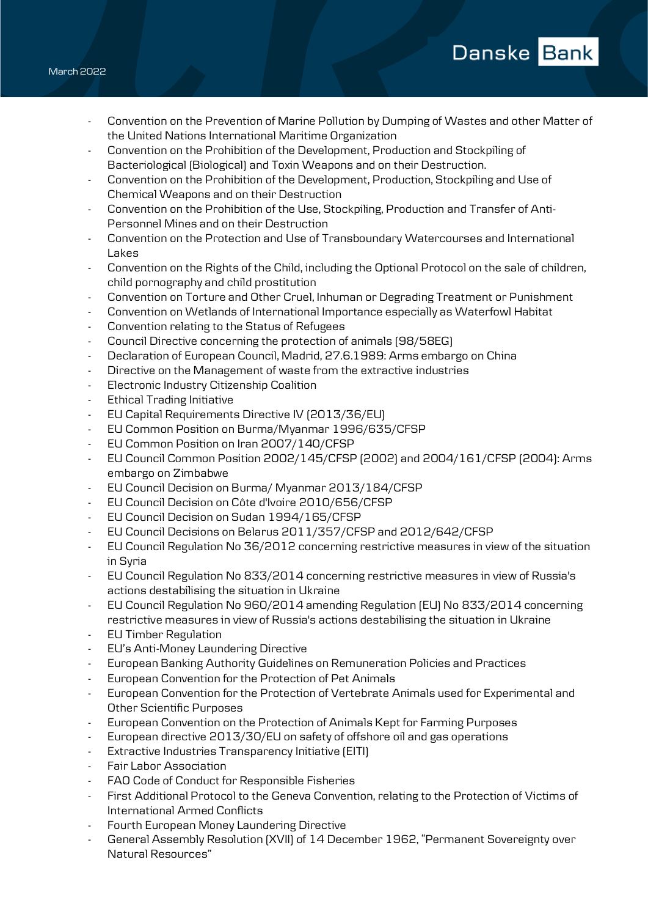- Convention on the Prevention of Marine Pollution by Dumping of Wastes and other Matter of the United Nations International Maritime Organization
- Convention on the Prohibition of the Development, Production and Stockpiling of Bacteriological (Biological) and Toxin Weapons and on their Destruction.
- Convention on the Prohibition of the Development, Production, Stockpiling and Use of Chemical Weapons and on their Destruction
- Convention on the Prohibition of the Use, Stockpiling, Production and Transfer of Anti-Personnel Mines and on their Destruction
- Convention on the Protection and Use of Transboundary Watercourses and International Lakes
- Convention on the Rights of the Child, including the Optional Protocol on the sale of children, child pornography and child prostitution
- Convention on Torture and Other Cruel, Inhuman or Degrading Treatment or Punishment
- Convention on Wetlands of International Importance especially as Waterfowl Habitat
- Convention relating to the Status of Refugees
- Council Directive concerning the protection of animals (98/58EG)
- Declaration of European Council, Madrid, 27.6.1989: Arms embargo on China
- Directive on the Management of waste from the extractive industries
- Electronic Industry Citizenship Coalition
- Ethical Trading Initiative
- EU Capital Requirements Directive IV (2013/36/EU)
- EU Common Position on Burma/Myanmar 1996/635/CFSP
- EU Common Position on Iran 2007/140/CFSP
- EU Council Common Position 2002/145/CFSP (2002) and 2004/161/CFSP (2004): Arms embargo on Zimbabwe
- EU Council Decision on Burma/ Myanmar 2013/184/CFSP
- EU Council Decision on Côte d'Ivoire 2010/656/CFSP
- EU Council Decision on Sudan 1994/165/CFSP
- EU Council Decisions on Belarus 2011/357/CFSP and 2012/642/CFSP
- EU Council Regulation No 36/2012 concerning restrictive measures in view of the situation in Syria
- EU Council Regulation No 833/2014 concerning restrictive measures in view of Russia's actions destabilising the situation in Ukraine
- EU Council Regulation No 960/2014 amending Regulation (EU) No 833/2014 concerning restrictive measures in view of Russia's actions destabilising the situation in Ukraine
- EU Timber Regulation
- EU's Anti-Money Laundering Directive
- European Banking Authority Guidelines on Remuneration Policies and Practices
- European Convention for the Protection of Pet Animals
- European Convention for the Protection of Vertebrate Animals used for Experimental and Other Scientific Purposes
- European Convention on the Protection of Animals Kept for Farming Purposes
- European directive 2013/30/EU on safety of offshore oil and gas operations
- Extractive Industries Transparency Initiative (EITI)
- Fair Labor Association
- FAO Code of Conduct for Responsible Fisheries
- First Additional Protocol to the Geneva Convention, relating to the Protection of Victims of International Armed Conflicts
- Fourth European Money Laundering Directive
- General Assembly Resolution (XVII) of 14 December 1962, "Permanent Sovereignty over Natural Resources"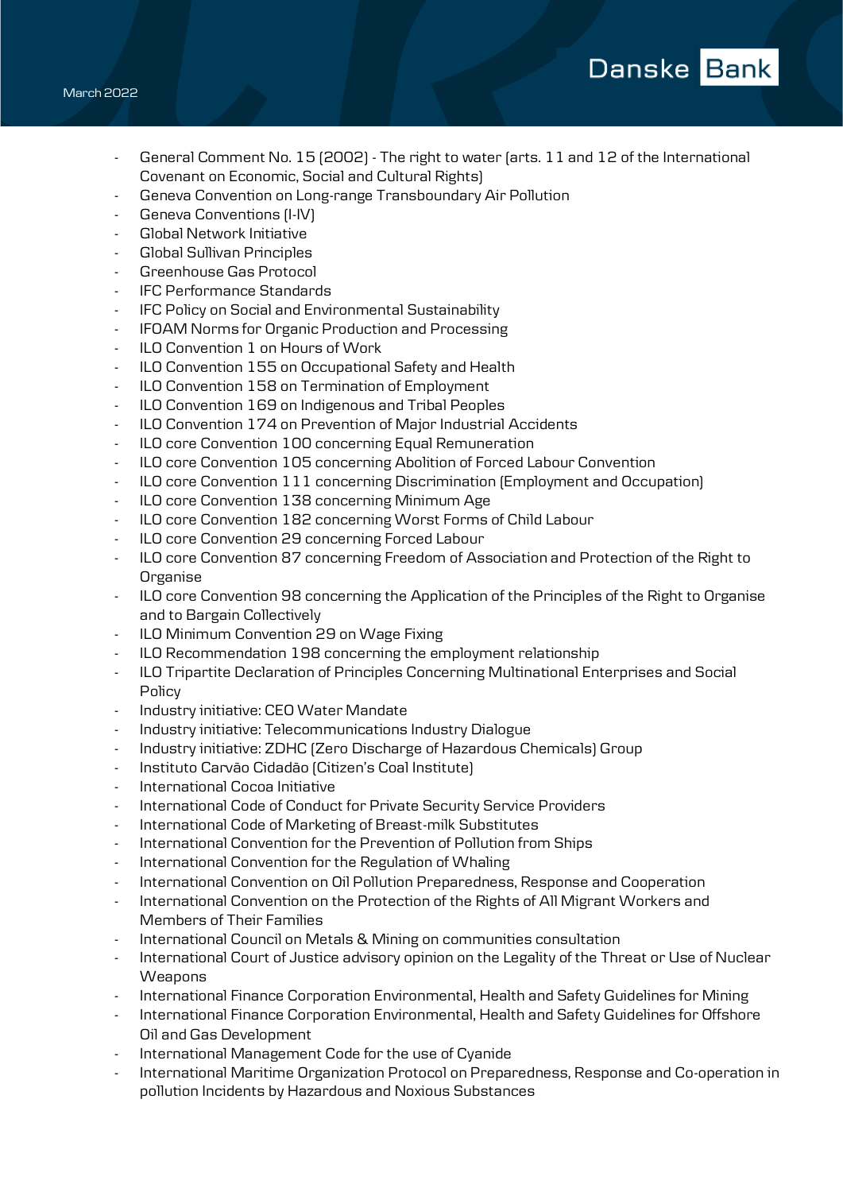- General Comment No. 15 (2002) - The right to water (arts. 11 and 12 of the International Covenant on Economic, Social and Cultural Rights)
- Geneva Convention on Long-range Transboundary Air Pollution
- Geneva Conventions (I-IV)
- Global Network Initiative
- Global Sullivan Principles
- Greenhouse Gas Protocol
- IFC Performance Standards
- IFC Policy on Social and Environmental Sustainability
- IFOAM Norms for Organic Production and Processing
- ILO Convention 1 on Hours of Work
- ILO Convention 155 on Occupational Safety and Health
- ILO Convention 158 on Termination of Employment
- ILO Convention 169 on Indigenous and Tribal Peoples
- ILO Convention 174 on Prevention of Major Industrial Accidents
- ILO core Convention 100 concerning Equal Remuneration
- ILO core Convention 105 concerning Abolition of Forced Labour Convention
- ILO core Convention 111 concerning Discrimination (Employment and Occupation)
- ILO core Convention 138 concerning Minimum Age
- ILO core Convention 182 concerning Worst Forms of Child Labour
- ILO core Convention 29 concerning Forced Labour
- ILO core Convention 87 concerning Freedom of Association and Protection of the Right to Organise
- ILO core Convention 98 concerning the Application of the Principles of the Right to Organise and to Bargain Collectively
- ILO Minimum Convention 29 on Wage Fixing
- ILO Recommendation 198 concerning the employment relationship
- ILO Tripartite Declaration of Principles Concerning Multinational Enterprises and Social Policy
- Industry initiative: CEO Water Mandate
- Industry initiative: Telecommunications Industry Dialogue
- Industry initiative: ZDHC (Zero Discharge of Hazardous Chemicals) Group
- Instituto Carvão Cidadão (Citizen's Coal Institute)
- International Cocoa Initiative
- International Code of Conduct for Private Security Service Providers
- International Code of Marketing of Breast-milk Substitutes
- International Convention for the Prevention of Pollution from Ships
- International Convention for the Regulation of Whaling
- International Convention on Oil Pollution Preparedness, Response and Cooperation
- International Convention on the Protection of the Rights of All Migrant Workers and Members of Their Families
- International Council on Metals & Mining on communities consultation
- International Court of Justice advisory opinion on the Legality of the Threat or Use of Nuclear Weapons
- International Finance Corporation Environmental, Health and Safety Guidelines for Mining
- International Finance Corporation Environmental, Health and Safety Guidelines for Offshore Oil and Gas Development
- International Management Code for the use of Cyanide
- International Maritime Organization Protocol on Preparedness, Response and Co-operation in pollution Incidents by Hazardous and Noxious Substances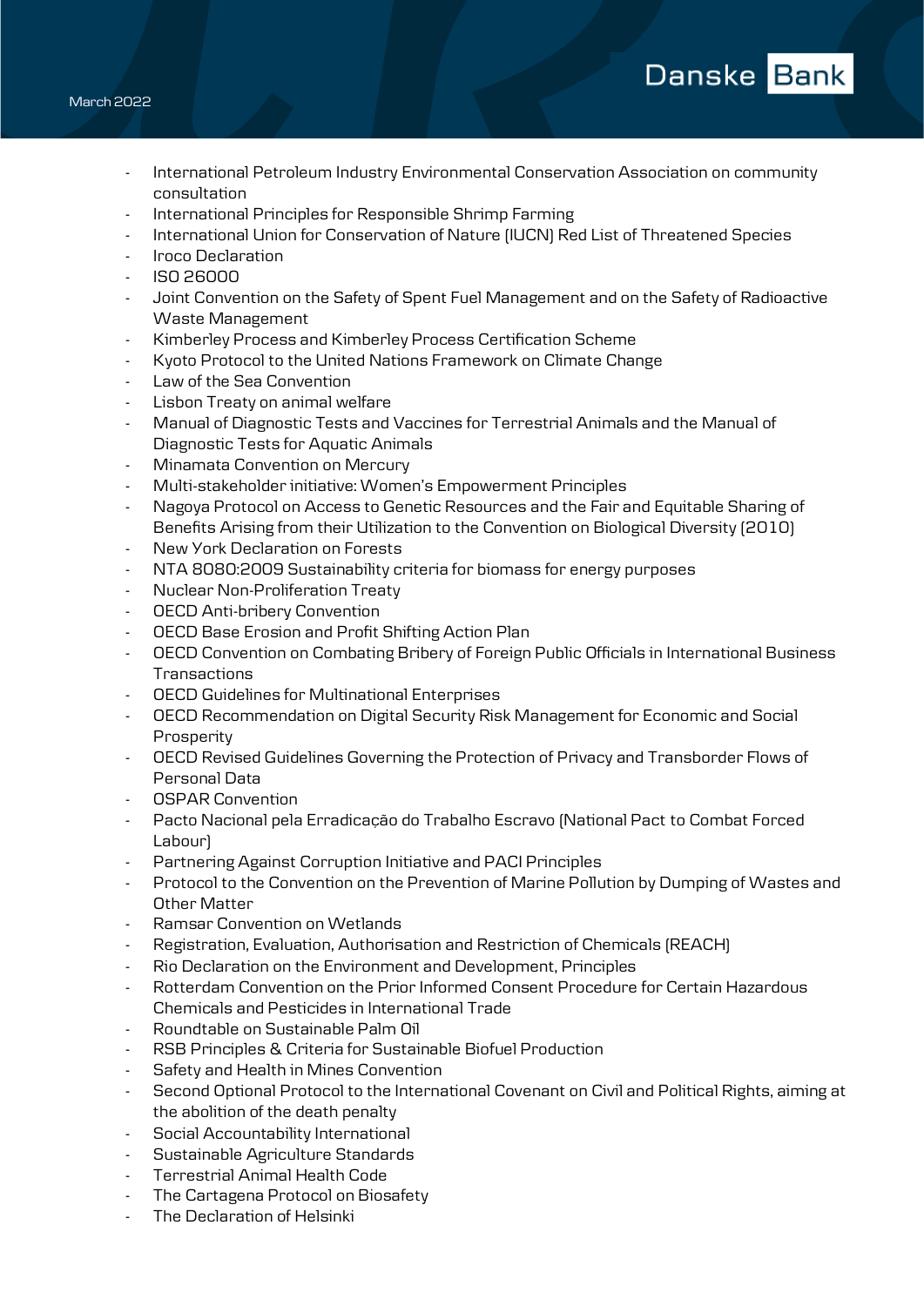- International Petroleum Industry Environmental Conservation Association on community consultation
- International Principles for Responsible Shrimp Farming
- International Union for Conservation of Nature (IUCN) Red List of Threatened Species
- Iroco Declaration
- ISO 26000
- Joint Convention on the Safety of Spent Fuel Management and on the Safety of Radioactive Waste Management
- Kimberley Process and Kimberley Process Certification Scheme
- Kyoto Protocol to the United Nations Framework on Climate Change
- Law of the Sea Convention
- Lisbon Treaty on animal welfare
- Manual of Diagnostic Tests and Vaccines for Terrestrial Animals and the Manual of Diagnostic Tests for Aquatic Animals
- Minamata Convention on Mercury
- Multi-stakeholder initiative: Women's Empowerment Principles
- Nagoya Protocol on Access to Genetic Resources and the Fair and Equitable Sharing of Benefits Arising from their Utilization to the Convention on Biological Diversity (2010)
- New York Declaration on Forests
- NTA 8080:2009 Sustainability criteria for biomass for energy purposes
- Nuclear Non-Proliferation Treaty
- OECD Anti-bribery Convention
- OECD Base Erosion and Profit Shifting Action Plan
- OECD Convention on Combating Bribery of Foreign Public Officials in International Business Transactions
- OECD Guidelines for Multinational Enterprises
- OECD Recommendation on Digital Security Risk Management for Economic and Social Prosperity
- OECD Revised Guidelines Governing the Protection of Privacy and Transborder Flows of Personal Data
- OSPAR Convention
- Pacto Nacional pela Erradicação do Trabalho Escravo (National Pact to Combat Forced Labour)
- Partnering Against Corruption Initiative and PACI Principles
- Protocol to the Convention on the Prevention of Marine Pollution by Dumping of Wastes and Other Matter
- Ramsar Convention on Wetlands
- Registration, Evaluation, Authorisation and Restriction of Chemicals (REACH)
- Rio Declaration on the Environment and Development, Principles
- Rotterdam Convention on the Prior Informed Consent Procedure for Certain Hazardous Chemicals and Pesticides in International Trade
- Roundtable on Sustainable Palm Oil
- RSB Principles & Criteria for Sustainable Biofuel Production
- Safety and Health in Mines Convention
- Second Optional Protocol to the International Covenant on Civil and Political Rights, aiming at the abolition of the death penalty
- Social Accountability International
- Sustainable Agriculture Standards
- Terrestrial Animal Health Code
- The Cartagena Protocol on Biosafety
- The Declaration of Helsinki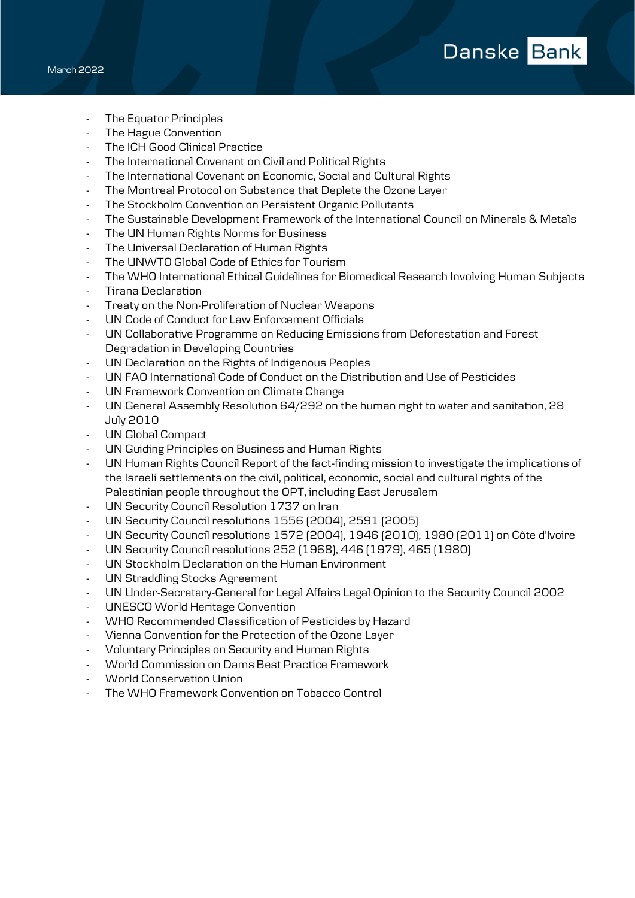- The Equator Principles
- The Hague Convention
- The ICH Good Clinical Practice
- The International Covenant on Civil and Political Rights
- The International Covenant on Economic, Social and Cultural Rights
- The Montreal Protocol on Substance that Deplete the Ozone Layer
- The Stockholm Convention on Persistent Organic Pollutants
- The Sustainable Development Framework of the International Council on Minerals & Metals
- The UN Human Rights Norms for Business
- The Universal Declaration of Human Rights
- The UNWTO Global Code of Ethics for Tourism
- The WHO International Ethical Guidelines for Biomedical Research Involving Human Subjects
- Tirana Declaration
- Treaty on the Non-Proliferation of Nuclear Weapons
- UN Code of Conduct for Law Enforcement Officials
- UN Collaborative Programme on Reducing Emissions from Deforestation and Forest Degradation in Developing Countries
- UN Declaration on the Rights of Indigenous Peoples
- UN FAO International Code of Conduct on the Distribution and Use of Pesticides
- UN Framework Convention on Climate Change
- UN General Assembly Resolution 64/292 on the human right to water and sanitation, 28 July 2010
- UN Global Compact
- UN Guiding Principles on Business and Human Rights
- UN Human Rights Council Report of the fact-finding mission to investigate the implications of the Israeli settlements on the civil, political, economic, social and cultural rights of the Palestinian people throughout the OPT, including East Jerusalem
- UN Security Council Resolution 1737 on Iran
- UN Security Council resolutions 1556 (2004), 2591 (2005)
- UN Security Council resolutions 1572 (2004), 1946 (2010), 1980 (2011) on Côte d'Ivoire
- UN Security Council resolutions 252 (1968), 446 (1979), 465 (1980)
- UN Stockholm Declaration on the Human Environment
- UN Straddling Stocks Agreement
- UN Under-Secretary-General for Legal Affairs Legal Opinion to the Security Council 2002
- UNESCO World Heritage Convention
- WHO Recommended Classification of Pesticides by Hazard
- Vienna Convention for the Protection of the Ozone Layer
- Voluntary Principles on Security and Human Rights
- World Commission on Dams Best Practice Framework
- World Conservation Union
- The WHO Framework Convention on Tobacco Control